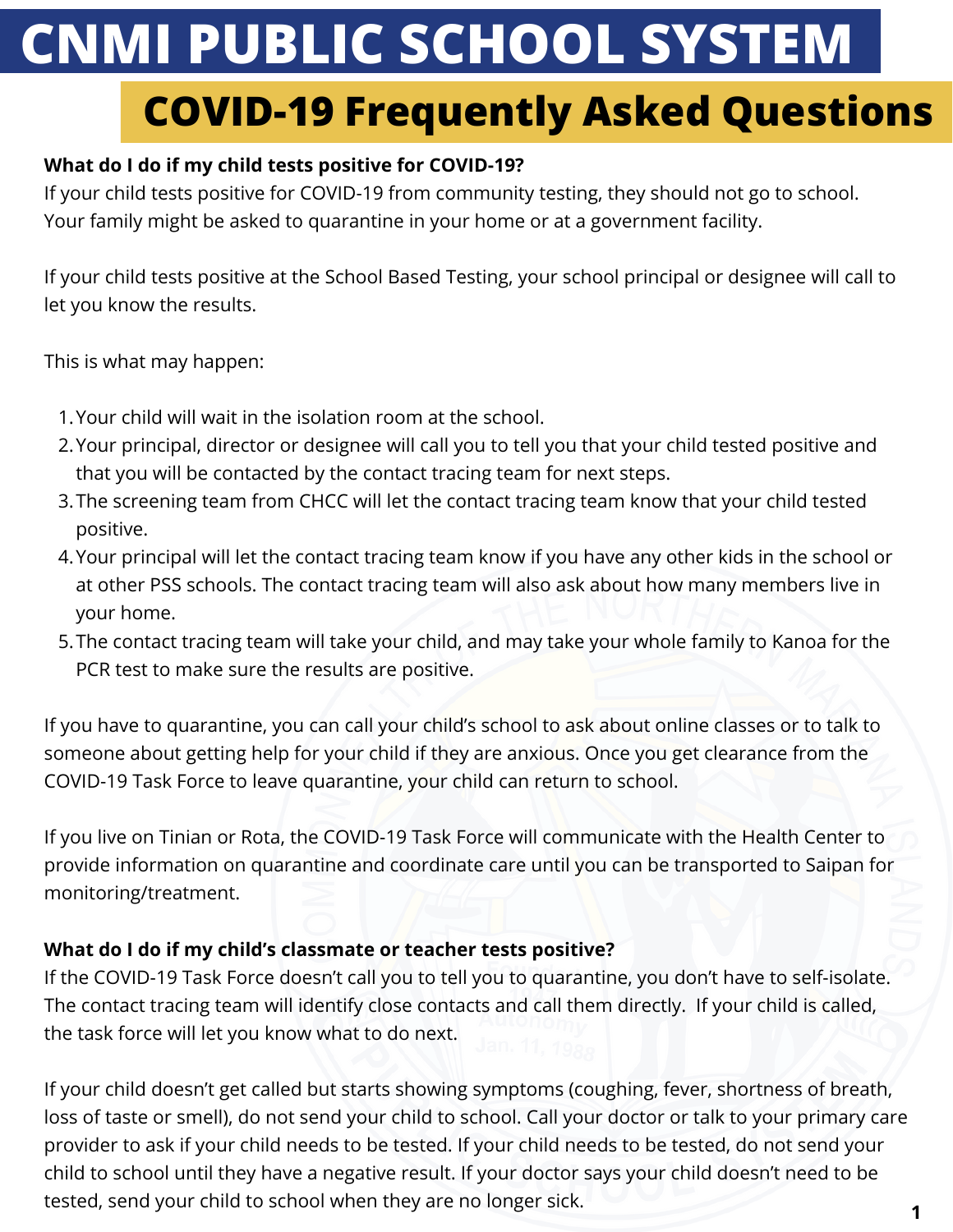# CNMI PUBLIC SCHOOL SYSTEM

## COVID-19 Frequently Asked Questions

**What do I do if my child tests positive for COVID-19?**

If your child tests positive for COVID-19 from community testing, they should not go to school. Your family might be asked to quarantine in your home or at a government facility.

If your child tests positive at the School Based Testing, your school principal or designee will call to let you know the results.

This is what may happen:

1. Your child will wait in the isolation room at the school.
2. Your principal, director or designee will call you to tell you that your child tested positive and that you will be contacted by the contact tracing team for next steps.
3. The screening team from CHCC will let the contact tracing team know that your child tested positive.
4. Your principal will let the contact tracing team know if you have any other kids in the school or at other PSS schools. The contact tracing team will also ask about how many members live in your home.
5. The contact tracing team will take your child, and may take your whole family to Kanoa for the PCR test to make sure the results are positive.

If you have to quarantine, you can call your child's school to ask about online classes or to talk to someone about getting help for your child if they are anxious. Once you get clearance from the COVID-19 Task Force to leave quarantine, your child can return to school.

If you live on Tinian or Rota, the COVID-19 Task Force will communicate with the Health Center to provide information on quarantine and coordinate care until you can be transported to Saipan for monitoring/treatment.

**What do I do if my child's classmate or teacher tests positive?**

If the COVID-19 Task Force doesn't call you to tell you to quarantine, you don't have to self-isolate. The contact tracing team will identify close contacts and call them directly. If your child is called, the task force will let you know what to do next.

If your child doesn't get called but starts showing symptoms (coughing, fever, shortness of breath, loss of taste or smell), do not send your child to school. Call your doctor or talk to your primary care provider to ask if your child needs to be tested. If your child needs to be tested, do not send your child to school until they have a negative result. If your doctor says your child doesn't need to be tested, send your child to school when they are no longer sick.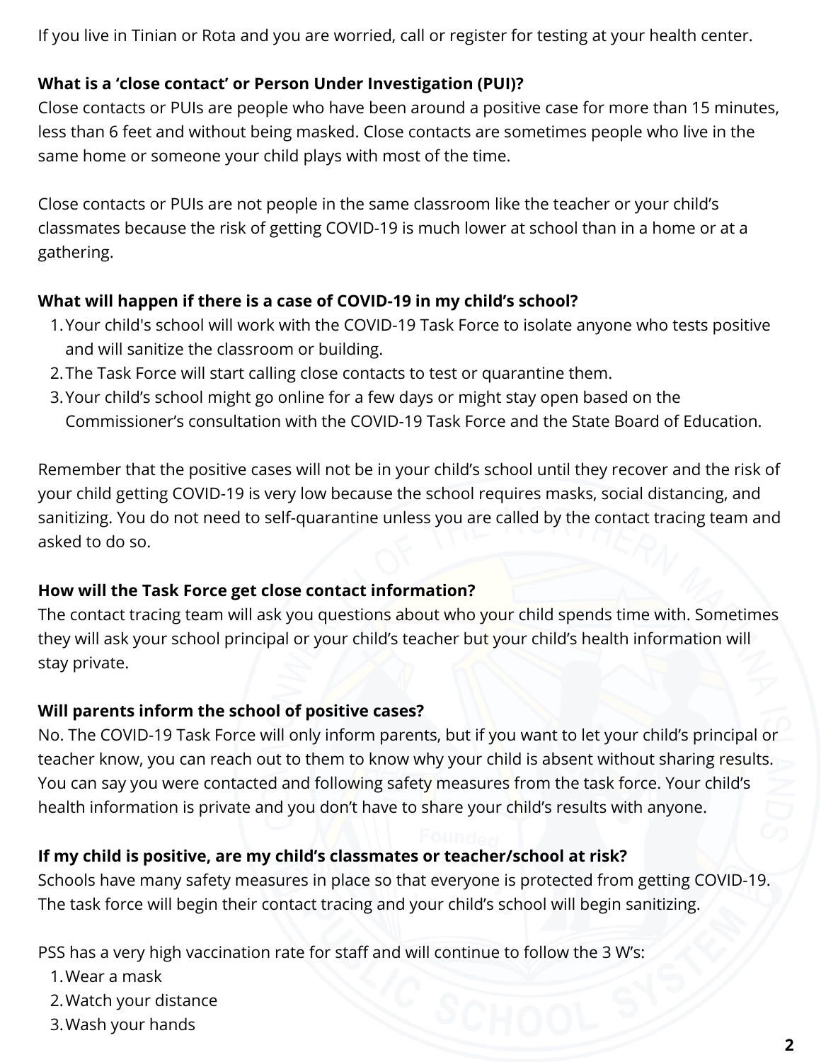If you live in Tinian or Rota and you are worried, call or register for testing at your health center.

**What is a 'close contact' or Person Under Investigation (PUI)?**

Close contacts or PUIs are people who have been around a positive case for more than 15 minutes, less than 6 feet and without being masked. Close contacts are sometimes people who live in the same home or someone your child plays with most of the time.

Close contacts or PUIs are not people in the same classroom like the teacher or your child's classmates because the risk of getting COVID-19 is much lower at school than in a home or at a gathering.

**What will happen if there is a case of COVID-19 in my child's school?**

1. Your child's school will work with the COVID-19 Task Force to isolate anyone who tests positive and will sanitize the classroom or building.
2. The Task Force will start calling close contacts to test or quarantine them.
3. Your child's school might go online for a few days or might stay open based on the Commissioner's consultation with the COVID-19 Task Force and the State Board of Education.

Remember that the positive cases will not be in your child's school until they recover and the risk of your child getting COVID-19 is very low because the school requires masks, social distancing, and sanitizing. You do not need to self-quarantine unless you are called by the contact tracing team and asked to do so.

**How will the Task Force get close contact information?**

The contact tracing team will ask you questions about who your child spends time with. Sometimes they will ask your school principal or your child's teacher but your child's health information will stay private.

**Will parents inform the school of positive cases?**

No. The COVID-19 Task Force will only inform parents, but if you want to let your child's principal or teacher know, you can reach out to them to know why your child is absent without sharing results. You can say you were contacted and following safety measures from the task force. Your child's health information is private and you don't have to share your child's results with anyone.

**If my child is positive, are my child's classmates or teacher/school at risk?**

Schools have many safety measures in place so that everyone is protected from getting COVID-19. The task force will begin their contact tracing and your child's school will begin sanitizing.

PSS has a very high vaccination rate for staff and will continue to follow the 3 W's:

1. Wear a mask
2. Watch your distance
3. Wash your hands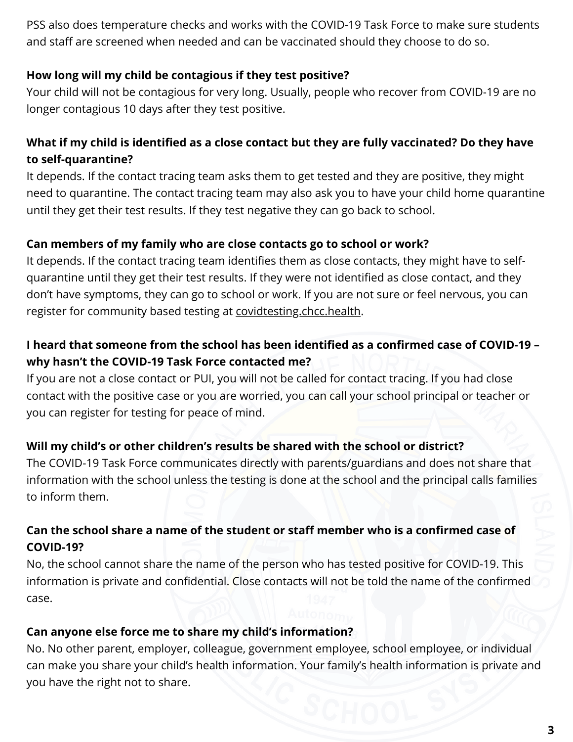PSS also does temperature checks and works with the COVID-19 Task Force to make sure students and staff are screened when needed and can be vaccinated should they choose to do so.

**How long will my child be contagious if they test positive?**

Your child will not be contagious for very long. Usually, people who recover from COVID-19 are no longer contagious 10 days after they test positive.

**What if my child is identified as a close contact but they are fully vaccinated? Do they have to self-quarantine?**

It depends. If the contact tracing team asks them to get tested and they are positive, they might need to quarantine. The contact tracing team may also ask you to have your child home quarantine until they get their test results. If they test negative they can go back to school.

**Can members of my family who are close contacts go to school or work?**

It depends. If the contact tracing team identifies them as close contacts, they might have to self-quarantine until they get their test results. If they were not identified as close contact, and they don't have symptoms, they can go to school or work. If you are not sure or feel nervous, you can register for community based testing at covidtesting.chcc.health.

**I heard that someone from the school has been identified as a confirmed case of COVID-19 – why hasn't the COVID-19 Task Force contacted me?**

If you are not a close contact or PUI, you will not be called for contact tracing. If you had close contact with the positive case or you are worried, you can call your school principal or teacher or you can register for testing for peace of mind.

**Will my child's or other children's results be shared with the school or district?**

The COVID-19 Task Force communicates directly with parents/guardians and does not share that information with the school unless the testing is done at the school and the principal calls families to inform them.

**Can the school share a name of the student or staff member who is a confirmed case of COVID-19?**

No, the school cannot share the name of the person who has tested positive for COVID-19. This information is private and confidential. Close contacts will not be told the name of the confirmed case.

**Can anyone else force me to share my child's information?**

No. No other parent, employer, colleague, government employee, school employee, or individual can make you share your child's health information. Your family's health information is private and you have the right not to share.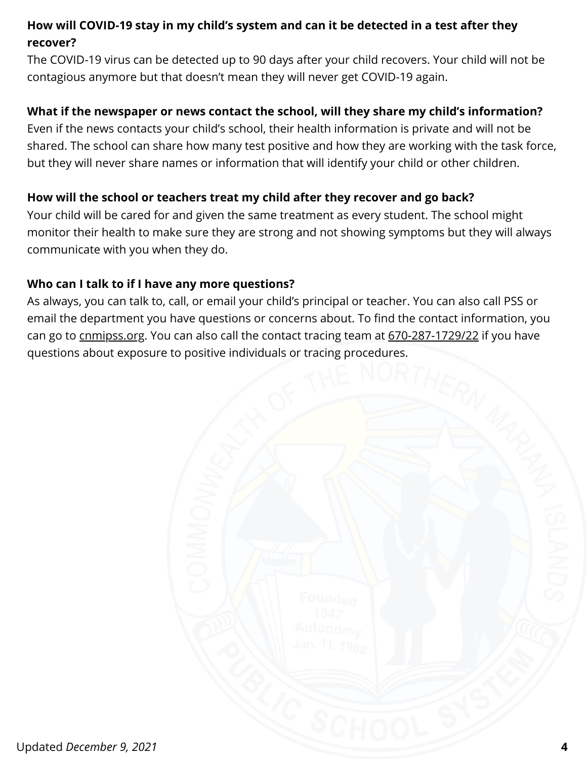**How will COVID-19 stay in my child's system and can it be detected in a test after they recover?**

The COVID-19 virus can be detected up to 90 days after your child recovers. Your child will not be contagious anymore but that doesn't mean they will never get COVID-19 again.

**What if the newspaper or news contact the school, will they share my child's information?**

Even if the news contacts your child's school, their health information is private and will not be shared. The school can share how many test positive and how they are working with the task force, but they will never share names or information that will identify your child or other children.

**How will the school or teachers treat my child after they recover and go back?**

Your child will be cared for and given the same treatment as every student. The school might monitor their health to make sure they are strong and not showing symptoms but they will always communicate with you when they do.

**Who can I talk to if I have any more questions?**

As always, you can talk to, call, or email your child's principal or teacher. You can also call PSS or email the department you have questions or concerns about. To find the contact information, you can go to cnmipss.org. You can also call the contact tracing team at 670-287-1729/22 if you have questions about exposure to positive individuals or tracing procedures.

Updated *December 9, 2021*